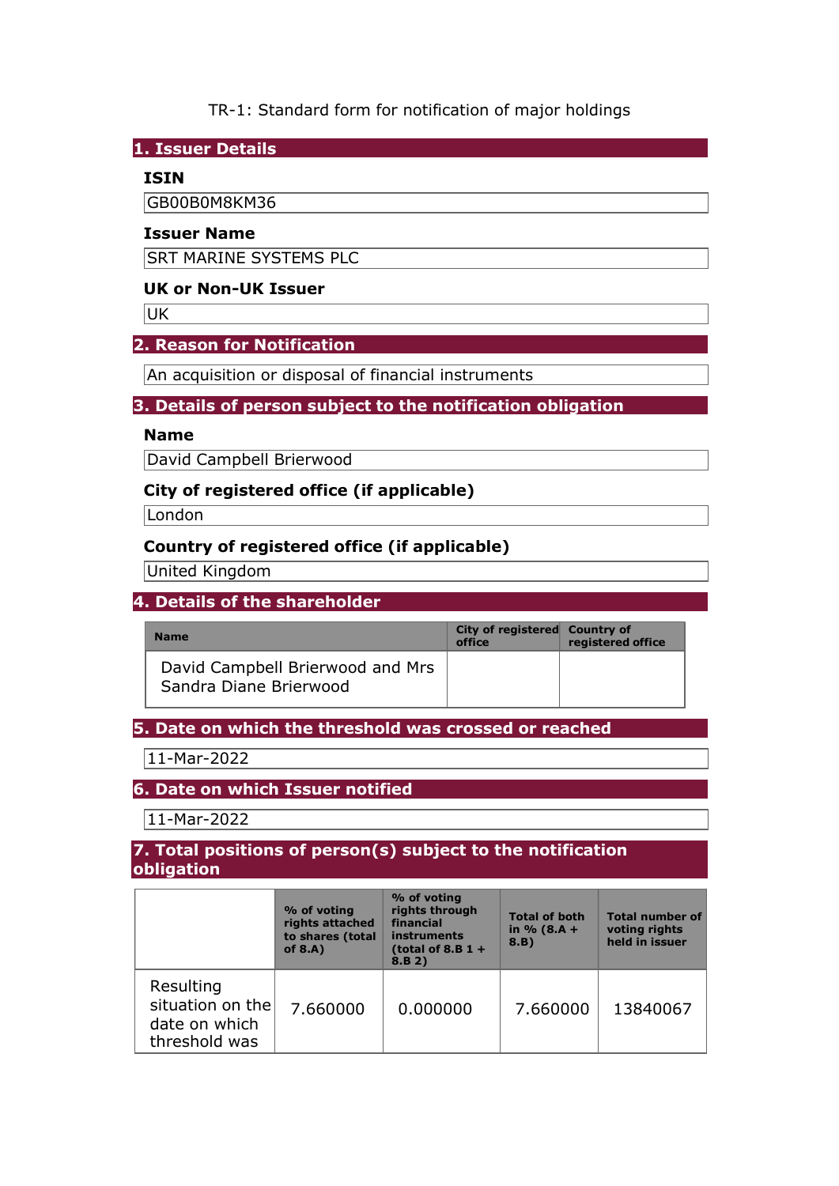TR-1: Standard form for notification of major holdings

## 1. Issuer Details

### ISIN

GB00B0M8KM36

### Issuer Name

SRT MARINE SYSTEMS PLC

### UK or Non-UK Issuer

UK

## 2. Reason for Notification

An acquisition or disposal of financial instruments

## 3. Details of person subject to the notification obligation

### Name

David Campbell Brierwood

### City of registered office (if applicable)

London

### Country of registered office (if applicable)

United Kingdom

## 4. Details of the shareholder

| Name | City of registered office | Country of registered office |
|---|---|---|
| David Campbell Brierwood and Mrs Sandra Diane Brierwood | | |

## 5. Date on which the threshold was crossed or reached

11-Mar-2022

## 6. Date on which Issuer notified

11-Mar-2022

## 7. Total positions of person(s) subject to the notification obligation

| | % of voting rights attached to shares (total of 8.A) | % of voting rights through financial instruments (total of 8.B 1 + 8.B 2) | Total of both in % (8.A + 8.B) | Total number of voting rights held in issuer |
|---|---|---|---|---|
| Resulting situation on the date on which threshold was | 7.660000 | 0.000000 | 7.660000 | 13840067 |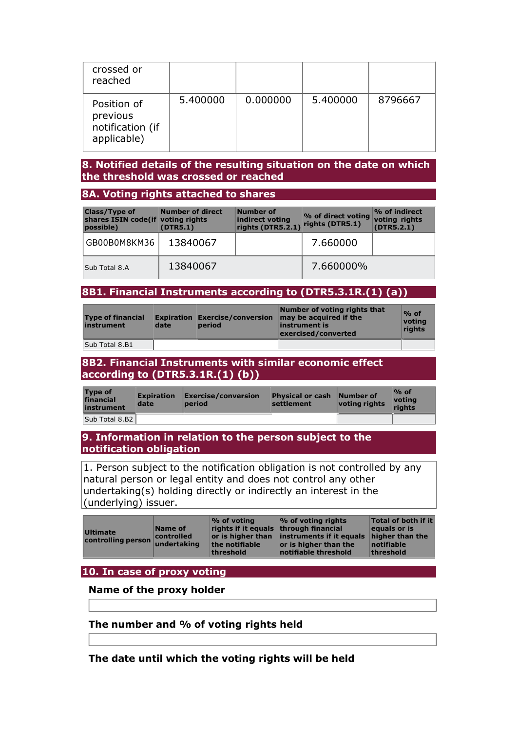| | | | | |
|---|---|---|---|---|
| crossed or reached | | | | |
| Position of previous notification (if applicable) | 5.400000 | 0.000000 | 5.400000 | 8796667 |

## 8. Notified details of the resulting situation on the date on which the threshold was crossed or reached

### 8A. Voting rights attached to shares

| Class/Type of shares ISIN code(if possible) | Number of direct voting rights (DTR5.1) | Number of indirect voting rights (DTR5.2.1) | % of direct voting rights (DTR5.1) | % of indirect voting rights (DTR5.2.1) |
|---|---|---|---|---|
| GB00B0M8KM36 | 13840067 | | 7.660000 | |
| Sub Total 8.A | 13840067 | | 7.660000% | |

### 8B1. Financial Instruments according to (DTR5.3.1R.(1) (a))

| Type of financial instrument | Expiration date | Exercise/conversion period | Number of voting rights that may be acquired if the instrument is exercised/converted | % of voting rights |
|---|---|---|---|---|
| Sub Total 8.B1 | | | | |

### 8B2. Financial Instruments with similar economic effect according to (DTR5.3.1R.(1) (b))

| Type of financial instrument | Expiration date | Exercise/conversion period | Physical or cash settlement | Number of voting rights | % of voting rights |
|---|---|---|---|---|---|
| Sub Total 8.B2 | | | | | |

## 9. Information in relation to the person subject to the notification obligation

1. Person subject to the notification obligation is not controlled by any natural person or legal entity and does not control any other undertaking(s) holding directly or indirectly an interest in the (underlying) issuer.

| Ultimate controlling person | Name of controlled undertaking | % of voting rights if it equals or is higher than the notifiable threshold | % of voting rights through financial instruments if it equals or is higher than the notifiable threshold | Total of both if it equals or is higher than the notifiable threshold |
|---|---|---|---|---|

## 10. In case of proxy voting

**Name of the proxy holder**

**The number and % of voting rights held**

**The date until which the voting rights will be held**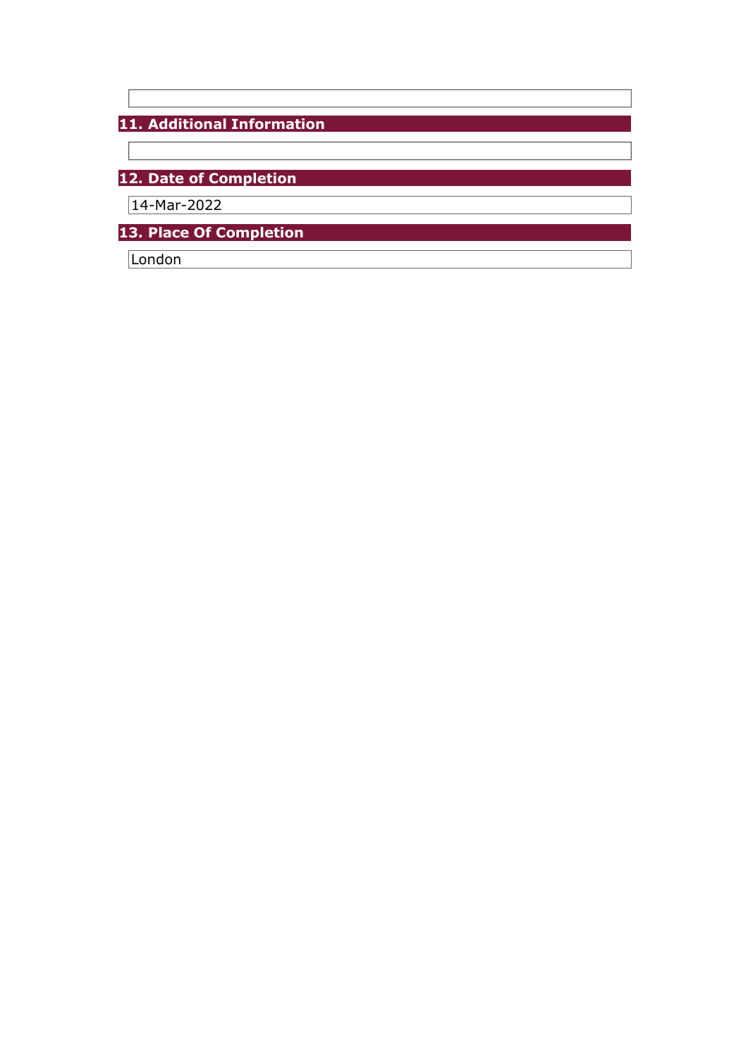## 11. Additional Information

## 12. Date of Completion

14-Mar-2022

## 13. Place Of Completion

London